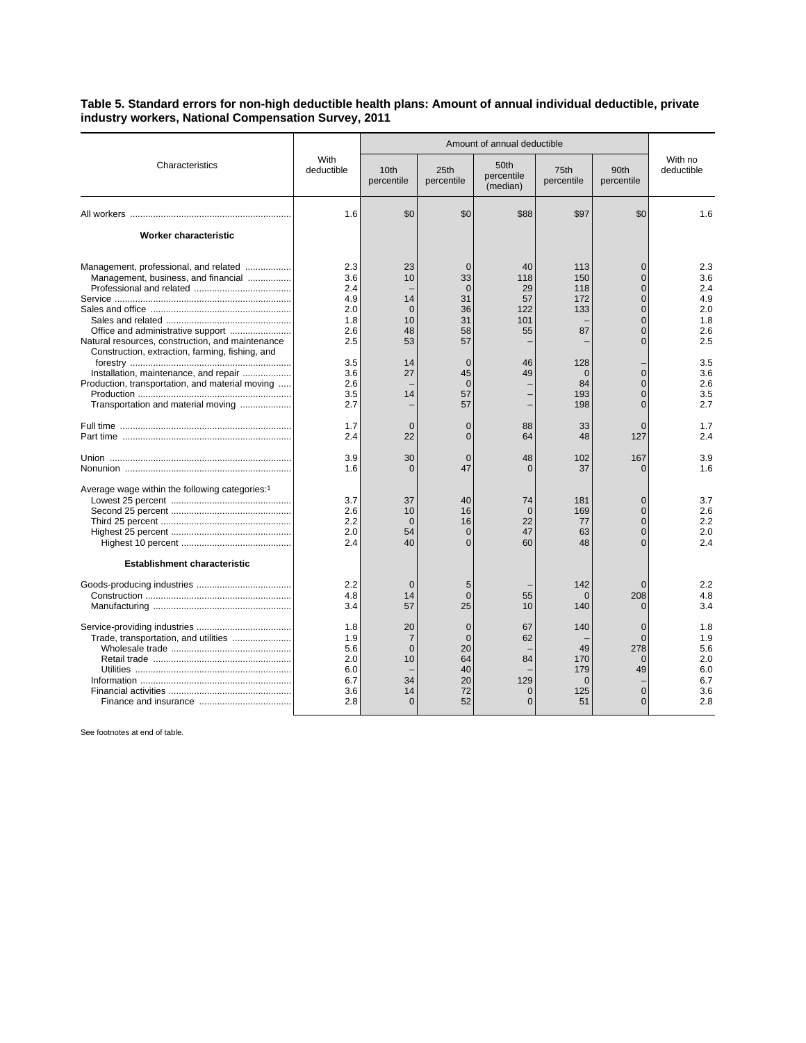**Table 5. Standard errors for non-high deductible health plans: Amount of annual individual deductible, private industry workers, National Compensation Survey, 2011**

| Characteristics | With deductible | Amount of annual deductible | | | | | With no deductible |
|---|---|---|---|---|---|---|---|
| | | 10th percentile | 25th percentile | 50th percentile (median) | 75th percentile | 90th percentile | |
| All workers | 1.6 | $0 | $0 | $88 | $97 | $0 | 1.6 |
| **Worker characteristic** | | | | | | | |
| Management, professional, and related | 2.3 | 23 | 0 | 40 | 113 | 0 | 2.3 |
| Management, business, and financial | 3.6 | 10 | 33 | 118 | 150 | 0 | 3.6 |
| Professional and related | 2.4 | – | 0 | 29 | 118 | 0 | 2.4 |
| Service | 4.9 | 14 | 31 | 57 | 172 | 0 | 4.9 |
| Sales and office | 2.0 | 0 | 36 | 122 | 133 | 0 | 2.0 |
| Sales and related | 1.8 | 10 | 31 | 101 | – | 0 | 1.8 |
| Office and administrative support | 2.6 | 48 | 58 | 55 | 87 | 0 | 2.6 |
| Natural resources, construction, and maintenance | 2.5 | 53 | 57 | – | – | 0 | 2.5 |
| Construction, extraction, farming, fishing, and forestry | 3.5 | 14 | 0 | 46 | 128 | – | 3.5 |
| Installation, maintenance, and repair | 3.6 | 27 | 45 | 49 | 0 | 0 | 3.6 |
| Production, transportation, and material moving | 2.6 | – | 0 | – | 84 | 0 | 2.6 |
| Production | 3.5 | 14 | 57 | – | 193 | 0 | 3.5 |
| Transportation and material moving | 2.7 | – | 57 | – | 198 | 0 | 2.7 |
| Full time | 1.7 | 0 | 0 | 88 | 33 | 0 | 1.7 |
| Part time | 2.4 | 22 | 0 | 64 | 48 | 127 | 2.4 |
| Union | 3.9 | 30 | 0 | 48 | 102 | 167 | 3.9 |
| Nonunion | 1.6 | 0 | 47 | 0 | 37 | 0 | 1.6 |
| Average wage within the following categories:[1] | | | | | | | |
| Lowest 25 percent | 3.7 | 37 | 40 | 74 | 181 | 0 | 3.7 |
| Second 25 percent | 2.6 | 10 | 16 | 0 | 169 | 0 | 2.6 |
| Third 25 percent | 2.2 | 0 | 16 | 22 | 77 | 0 | 2.2 |
| Highest 25 percent | 2.0 | 54 | 0 | 47 | 63 | 0 | 2.0 |
| Highest 10 percent | 2.4 | 40 | 0 | 60 | 48 | 0 | 2.4 |
| **Establishment characteristic** | | | | | | | |
| Goods-producing industries | 2.2 | 0 | 5 | – | 142 | 0 | 2.2 |
| Construction | 4.8 | 14 | 0 | 55 | 0 | 208 | 4.8 |
| Manufacturing | 3.4 | 57 | 25 | 10 | 140 | 0 | 3.4 |
| Service-providing industries | 1.8 | 20 | 0 | 67 | 140 | 0 | 1.8 |
| Trade, transportation, and utilities | 1.9 | 7 | 0 | 62 | – | 0 | 1.9 |
| Wholesale trade | 5.6 | 0 | 20 | – | 49 | 278 | 5.6 |
| Retail trade | 2.0 | 10 | 64 | 84 | 170 | 0 | 2.0 |
| Utilities | 6.0 | – | 40 | – | 179 | 49 | 6.0 |
| Information | 6.7 | 34 | 20 | 129 | 0 | – | 6.7 |
| Financial activities | 3.6 | 14 | 72 | 0 | 125 | 0 | 3.6 |
| Finance and insurance | 2.8 | 0 | 52 | 0 | 51 | 0 | 2.8 |

See footnotes at end of table.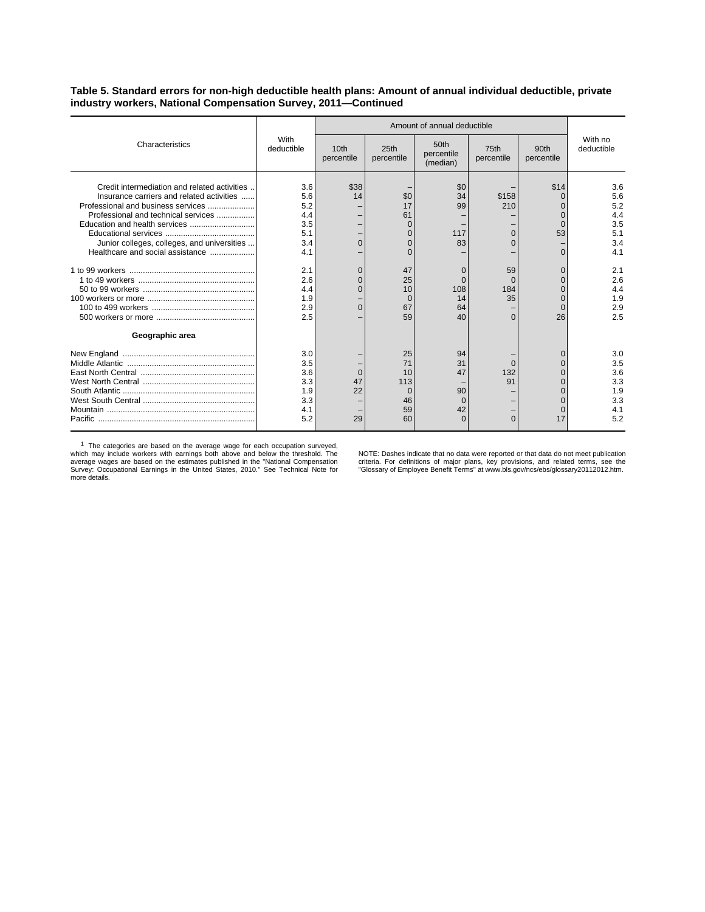**Table 5. Standard errors for non-high deductible health plans: Amount of annual individual deductible, private industry workers, National Compensation Survey, 2011—Continued**

| Characteristics | With deductible | Amount of annual deductible | | | | | With no deductible |
|---|---|---|---|---|---|---|---|
| | | 10th percentile | 25th percentile | 50th percentile (median) | 75th percentile | 90th percentile | |
| Credit intermediation and related activities | 3.6 | $38 | – | $0 | – | $14 | 3.6 |
| Insurance carriers and related activities | 5.6 | 14 | $0 | 34 | $158 | 0 | 5.6 |
| Professional and business services | 5.2 | – | 17 | 99 | 210 | 0 | 5.2 |
| Professional and technical services | 4.4 | – | 61 | – | – | 0 | 4.4 |
| Education and health services | 3.5 | – | 0 | – | – | 0 | 3.5 |
| Educational services | 5.1 | – | 0 | 117 | 0 | 53 | 5.1 |
| Junior colleges, colleges, and universities | 3.4 | 0 | 0 | 83 | 0 | – | 3.4 |
| Healthcare and social assistance | 4.1 | – | 0 | – | – | 0 | 4.1 |
| 1 to 99 workers | 2.1 | 0 | 47 | 0 | 59 | 0 | 2.1 |
| 1 to 49 workers | 2.6 | 0 | 25 | 0 | 0 | 0 | 2.6 |
| 50 to 99 workers | 4.4 | 0 | 10 | 108 | 184 | 0 | 4.4 |
| 100 workers or more | 1.9 | – | 0 | 14 | 35 | 0 | 1.9 |
| 100 to 499 workers | 2.9 | 0 | 67 | 64 | – | 0 | 2.9 |
| 500 workers or more | 2.5 | – | 59 | 40 | 0 | 26 | 2.5 |
| **Geographic area** | | | | | | | |
| New England | 3.0 | – | 25 | 94 | – | 0 | 3.0 |
| Middle Atlantic | 3.5 | – | 71 | 31 | 0 | 0 | 3.5 |
| East North Central | 3.6 | 0 | 10 | 47 | 132 | 0 | 3.6 |
| West North Central | 3.3 | 47 | 113 | – | 91 | 0 | 3.3 |
| South Atlantic | 1.9 | 22 | 0 | 90 | – | 0 | 1.9 |
| West South Central | 3.3 | – | 46 | 0 | – | 0 | 3.3 |
| Mountain | 4.1 | – | 59 | 42 | – | 0 | 4.1 |
| Pacific | 5.2 | 29 | 60 | 0 | 0 | 17 | 5.2 |

[1] The categories are based on the average wage for each occupation surveyed, which may include workers with earnings both above and below the threshold. The average wages are based on the estimates published in the "National Compensation Survey: Occupational Earnings in the United States, 2010." See Technical Note for more details.

NOTE: Dashes indicate that no data were reported or that data do not meet publication criteria. For definitions of major plans, key provisions, and related terms, see the "Glossary of Employee Benefit Terms" at www.bls.gov/ncs/ebs/glossary20112012.htm.